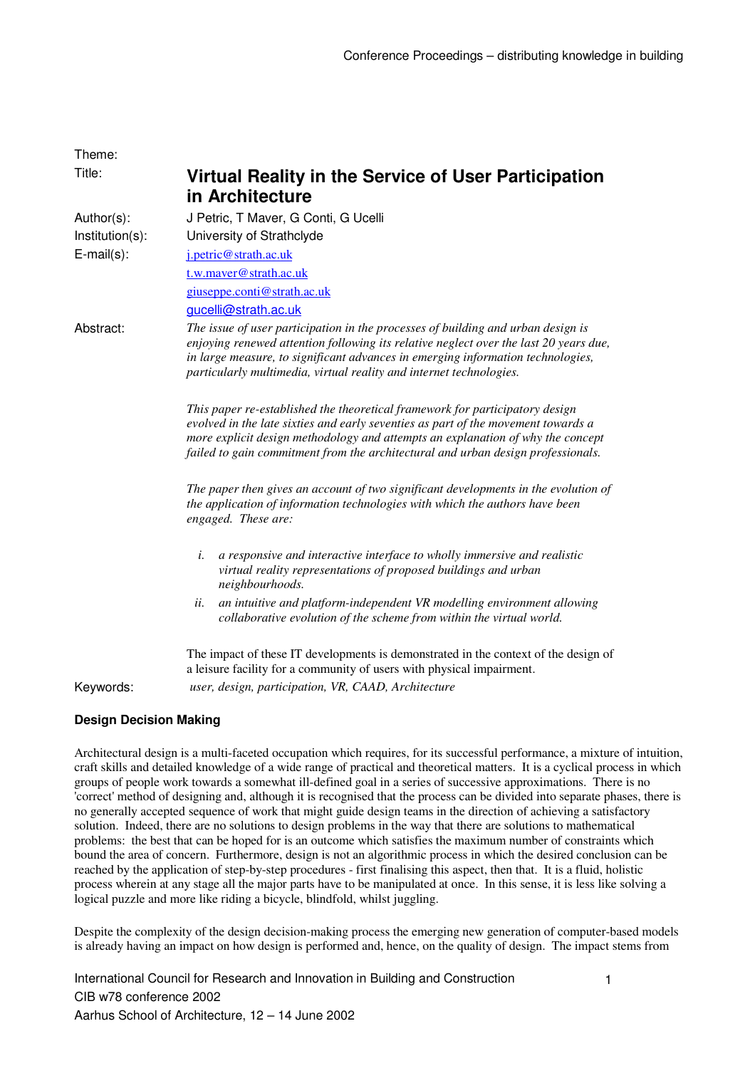Theme:

Title: **Virtual Reality in the Service of User Participation in Architecture**

Author(s): J Petric, T Maver, G Conti, G Ucelli

Institution(s): University of Strathclyde

E-mail(s): j.petric@strath.ac.uk
t.w.maver@strath.ac.uk
giuseppe.conti@strath.ac.uk
gucelli@strath.ac.uk

Abstract: *The issue of user participation in the processes of building and urban design is enjoying renewed attention following its relative neglect over the last 20 years due, in large measure, to significant advances in emerging information technologies, particularly multimedia, virtual reality and internet technologies.*

*This paper re-established the theoretical framework for participatory design evolved in the late sixties and early seventies as part of the movement towards a more explicit design methodology and attempts an explanation of why the concept failed to gain commitment from the architectural and urban design professionals.*

*The paper then gives an account of two significant developments in the evolution of the application of information technologies with which the authors have been engaged. These are:*

1. *a responsive and interactive interface to wholly immersive and realistic virtual reality representations of proposed buildings and urban neighbourhoods.*
2. *an intuitive and platform-independent VR modelling environment allowing collaborative evolution of the scheme from within the virtual world.*

The impact of these IT developments is demonstrated in the context of the design of a leisure facility for a community of users with physical impairment.

Keywords: *user, design, participation, VR, CAAD, Architecture*

## Design Decision Making

Architectural design is a multi-faceted occupation which requires, for its successful performance, a mixture of intuition, craft skills and detailed knowledge of a wide range of practical and theoretical matters. It is a cyclical process in which groups of people work towards a somewhat ill-defined goal in a series of successive approximations. There is no 'correct' method of designing and, although it is recognised that the process can be divided into separate phases, there is no generally accepted sequence of work that might guide design teams in the direction of achieving a satisfactory solution. Indeed, there are no solutions to design problems in the way that there are solutions to mathematical problems: the best that can be hoped for is an outcome which satisfies the maximum number of constraints which bound the area of concern. Furthermore, design is not an algorithmic process in which the desired conclusion can be reached by the application of step-by-step procedures - first finalising this aspect, then that. It is a fluid, holistic process wherein at any stage all the major parts have to be manipulated at once. In this sense, it is less like solving a logical puzzle and more like riding a bicycle, blindfold, whilst juggling.

Despite the complexity of the design decision-making process the emerging new generation of computer-based models is already having an impact on how design is performed and, hence, on the quality of design. The impact stems from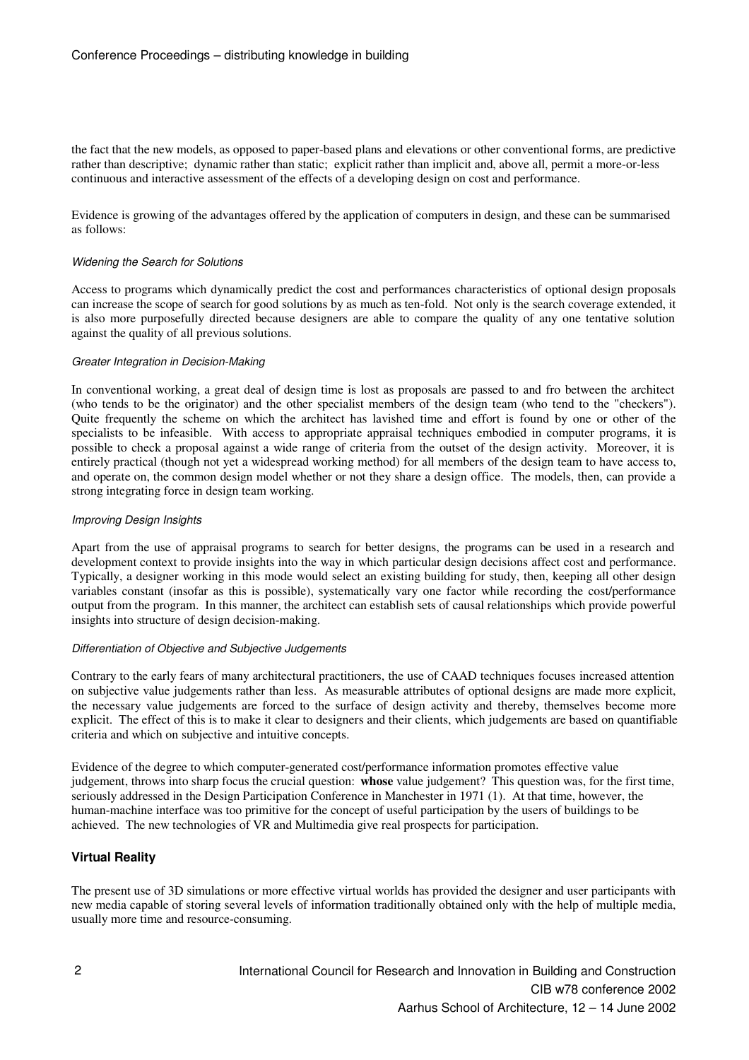the fact that the new models, as opposed to paper-based plans and elevations or other conventional forms, are predictive rather than descriptive; dynamic rather than static; explicit rather than implicit and, above all, permit a more-or-less continuous and interactive assessment of the effects of a developing design on cost and performance.

Evidence is growing of the advantages offered by the application of computers in design, and these can be summarised as follows:

*Widening the Search for Solutions*

Access to programs which dynamically predict the cost and performances characteristics of optional design proposals can increase the scope of search for good solutions by as much as ten-fold. Not only is the search coverage extended, it is also more purposefully directed because designers are able to compare the quality of any one tentative solution against the quality of all previous solutions.

*Greater Integration in Decision-Making*

In conventional working, a great deal of design time is lost as proposals are passed to and fro between the architect (who tends to be the originator) and the other specialist members of the design team (who tend to the "checkers"). Quite frequently the scheme on which the architect has lavished time and effort is found by one or other of the specialists to be infeasible. With access to appropriate appraisal techniques embodied in computer programs, it is possible to check a proposal against a wide range of criteria from the outset of the design activity. Moreover, it is entirely practical (though not yet a widespread working method) for all members of the design team to have access to, and operate on, the common design model whether or not they share a design office. The models, then, can provide a strong integrating force in design team working.

*Improving Design Insights*

Apart from the use of appraisal programs to search for better designs, the programs can be used in a research and development context to provide insights into the way in which particular design decisions affect cost and performance. Typically, a designer working in this mode would select an existing building for study, then, keeping all other design variables constant (insofar as this is possible), systematically vary one factor while recording the cost/performance output from the program. In this manner, the architect can establish sets of causal relationships which provide powerful insights into structure of design decision-making.

*Differentiation of Objective and Subjective Judgements*

Contrary to the early fears of many architectural practitioners, the use of CAAD techniques focuses increased attention on subjective value judgements rather than less. As measurable attributes of optional designs are made more explicit, the necessary value judgements are forced to the surface of design activity and thereby, themselves become more explicit. The effect of this is to make it clear to designers and their clients, which judgements are based on quantifiable criteria and which on subjective and intuitive concepts.

Evidence of the degree to which computer-generated cost/performance information promotes effective value judgement, throws into sharp focus the crucial question: **whose** value judgement? This question was, for the first time, seriously addressed in the Design Participation Conference in Manchester in 1971 (1). At that time, however, the human-machine interface was too primitive for the concept of useful participation by the users of buildings to be achieved. The new technologies of VR and Multimedia give real prospects for participation.

## Virtual Reality

The present use of 3D simulations or more effective virtual worlds has provided the designer and user participants with new media capable of storing several levels of information traditionally obtained only with the help of multiple media, usually more time and resource-consuming.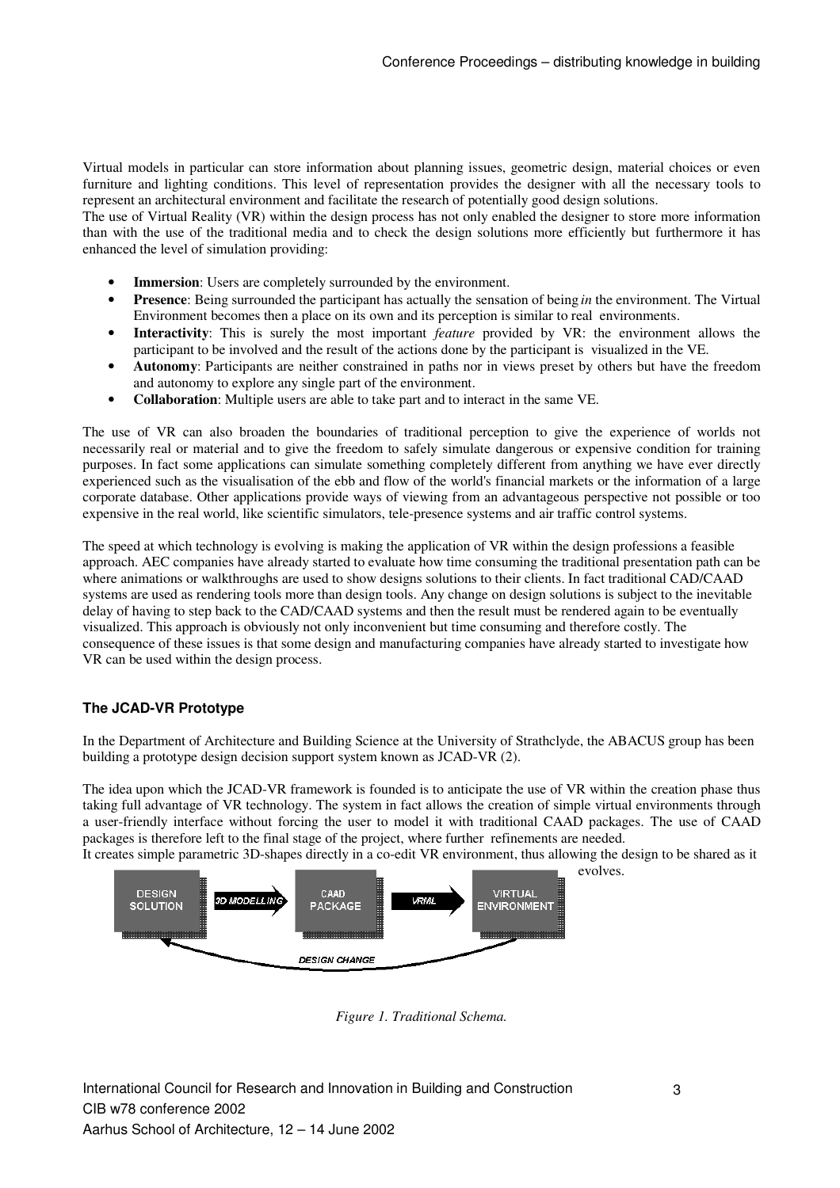Virtual models in particular can store information about planning issues, geometric design, material choices or even furniture and lighting conditions. This level of representation provides the designer with all the necessary tools to represent an architectural environment and facilitate the research of potentially good design solutions.
The use of Virtual Reality (VR) within the design process has not only enabled the designer to store more information than with the use of the traditional media and to check the design solutions more efficiently but furthermore it has enhanced the level of simulation providing:

- **Immersion**: Users are completely surrounded by the environment.
- **Presence**: Being surrounded the participant has actually the sensation of being *in* the environment. The Virtual Environment becomes then a place on its own and its perception is similar to real environments.
- **Interactivity**: This is surely the most important *feature* provided by VR: the environment allows the participant to be involved and the result of the actions done by the participant is visualized in the VE.
- **Autonomy**: Participants are neither constrained in paths nor in views preset by others but have the freedom and autonomy to explore any single part of the environment.
- **Collaboration**: Multiple users are able to take part and to interact in the same VE.

The use of VR can also broaden the boundaries of traditional perception to give the experience of worlds not necessarily real or material and to give the freedom to safely simulate dangerous or expensive condition for training purposes. In fact some applications can simulate something completely different from anything we have ever directly experienced such as the visualisation of the ebb and flow of the world's financial markets or the information of a large corporate database. Other applications provide ways of viewing from an advantageous perspective not possible or too expensive in the real world, like scientific simulators, tele-presence systems and air traffic control systems.

The speed at which technology is evolving is making the application of VR within the design professions a feasible approach. AEC companies have already started to evaluate how time consuming the traditional presentation path can be where animations or walkthroughs are used to show designs solutions to their clients. In fact traditional CAD/CAAD systems are used as rendering tools more than design tools. Any change on design solutions is subject to the inevitable delay of having to step back to the CAD/CAAD systems and then the result must be rendered again to be eventually visualized. This approach is obviously not only inconvenient but time consuming and therefore costly. The consequence of these issues is that some design and manufacturing companies have already started to investigate how VR can be used within the design process.

### The JCAD-VR Prototype

In the Department of Architecture and Building Science at the University of Strathclyde, the ABACUS group has been building a prototype design decision support system known as JCAD-VR (2).

The idea upon which the JCAD-VR framework is founded is to anticipate the use of VR within the creation phase thus taking full advantage of VR technology. The system in fact allows the creation of simple virtual environments through a user-friendly interface without forcing the user to model it with traditional CAAD packages. The use of CAAD packages is therefore left to the final stage of the project, where further refinements are needed.
It creates simple parametric 3D-shapes directly in a co-edit VR environment, thus allowing the design to be shared as it evolves.

DESIGN SOLUTION → 3D MODELLING → CAAD PACKAGE → VRML → VIRTUAL ENVIRONMENT; DESIGN CHANGE (back to DESIGN SOLUTION)

*Figure 1. Traditional Schema.*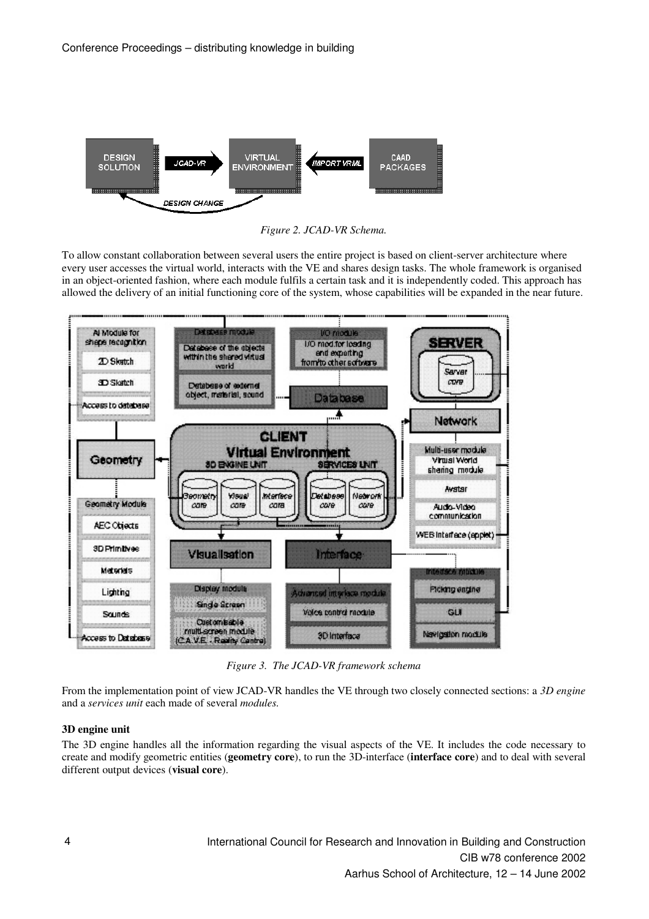*Figure 2. JCAD-VR Schema.*

To allow constant collaboration between several users the entire project is based on client-server architecture where every user accesses the virtual world, interacts with the VE and shares design tasks. The whole framework is organised in an object-oriented fashion, where each module fulfils a certain task and it is independently coded. This approach has allowed the delivery of an initial functioning core of the system, whose capabilities will be expanded in the near future.

*Figure 3. The JCAD-VR framework schema*

From the implementation point of view JCAD-VR handles the VE through two closely connected sections: a *3D engine* and a *services unit* each made of several *modules.*

**3D engine unit**

The 3D engine handles all the information regarding the visual aspects of the VE. It includes the code necessary to create and modify geometric entities (**geometry core**), to run the 3D-interface (**interface core**) and to deal with several different output devices (**visual core**).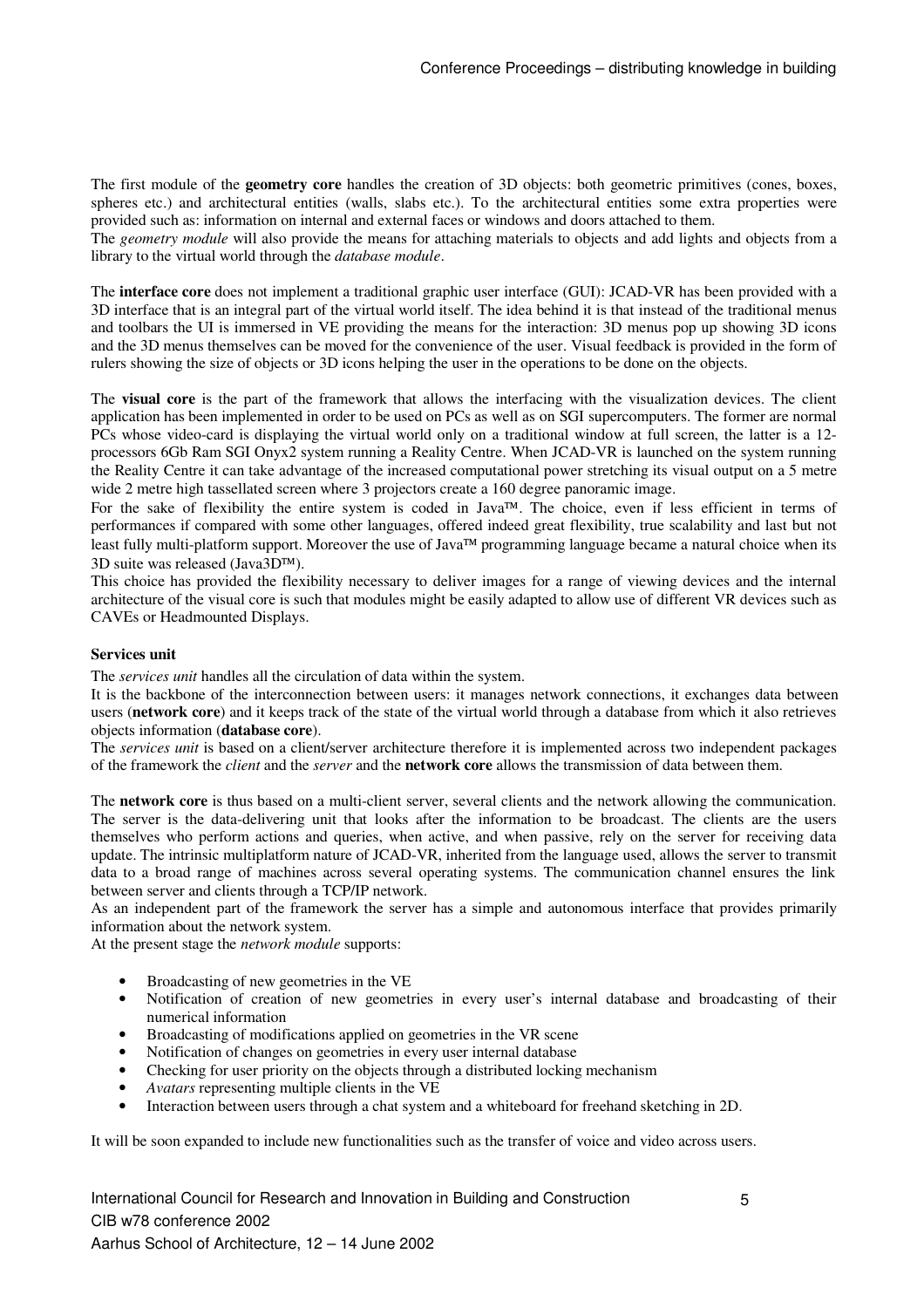The first module of the **geometry core** handles the creation of 3D objects: both geometric primitives (cones, boxes, spheres etc.) and architectural entities (walls, slabs etc.). To the architectural entities some extra properties were provided such as: information on internal and external faces or windows and doors attached to them.
The *geometry module* will also provide the means for attaching materials to objects and add lights and objects from a library to the virtual world through the *database module*.

The **interface core** does not implement a traditional graphic user interface (GUI): JCAD-VR has been provided with a 3D interface that is an integral part of the virtual world itself. The idea behind it is that instead of the traditional menus and toolbars the UI is immersed in VE providing the means for the interaction: 3D menus pop up showing 3D icons and the 3D menus themselves can be moved for the convenience of the user. Visual feedback is provided in the form of rulers showing the size of objects or 3D icons helping the user in the operations to be done on the objects.

The **visual core** is the part of the framework that allows the interfacing with the visualization devices. The client application has been implemented in order to be used on PCs as well as on SGI supercomputers. The former are normal PCs whose video-card is displaying the virtual world only on a traditional window at full screen, the latter is a 12-processors 6Gb Ram SGI Onyx2 system running a Reality Centre. When JCAD-VR is launched on the system running the Reality Centre it can take advantage of the increased computational power stretching its visual output on a 5 metre wide 2 metre high tassellated screen where 3 projectors create a 160 degree panoramic image.
For the sake of flexibility the entire system is coded in Java™. The choice, even if less efficient in terms of performances if compared with some other languages, offered indeed great flexibility, true scalability and last but not least fully multi-platform support. Moreover the use of Java™ programming language became a natural choice when its 3D suite was released (Java3D™).
This choice has provided the flexibility necessary to deliver images for a range of viewing devices and the internal architecture of the visual core is such that modules might be easily adapted to allow use of different VR devices such as CAVEs or Headmounted Displays.

**Services unit**

The *services unit* handles all the circulation of data within the system.
It is the backbone of the interconnection between users: it manages network connections, it exchanges data between users (**network core**) and it keeps track of the state of the virtual world through a database from which it also retrieves objects information (**database core**).
The *services unit* is based on a client/server architecture therefore it is implemented across two independent packages of the framework the *client* and the *server* and the **network core** allows the transmission of data between them.

The **network core** is thus based on a multi-client server, several clients and the network allowing the communication. The server is the data-delivering unit that looks after the information to be broadcast. The clients are the users themselves who perform actions and queries, when active, and when passive, rely on the server for receiving data update. The intrinsic multiplatform nature of JCAD-VR, inherited from the language used, allows the server to transmit data to a broad range of machines across several operating systems. The communication channel ensures the link between server and clients through a TCP/IP network.
As an independent part of the framework the server has a simple and autonomous interface that provides primarily information about the network system.
At the present stage the *network module* supports:

- Broadcasting of new geometries in the VE
- Notification of creation of new geometries in every user's internal database and broadcasting of their numerical information
- Broadcasting of modifications applied on geometries in the VR scene
- Notification of changes on geometries in every user internal database
- Checking for user priority on the objects through a distributed locking mechanism
- *Avatars* representing multiple clients in the VE
- Interaction between users through a chat system and a whiteboard for freehand sketching in 2D.

It will be soon expanded to include new functionalities such as the transfer of voice and video across users.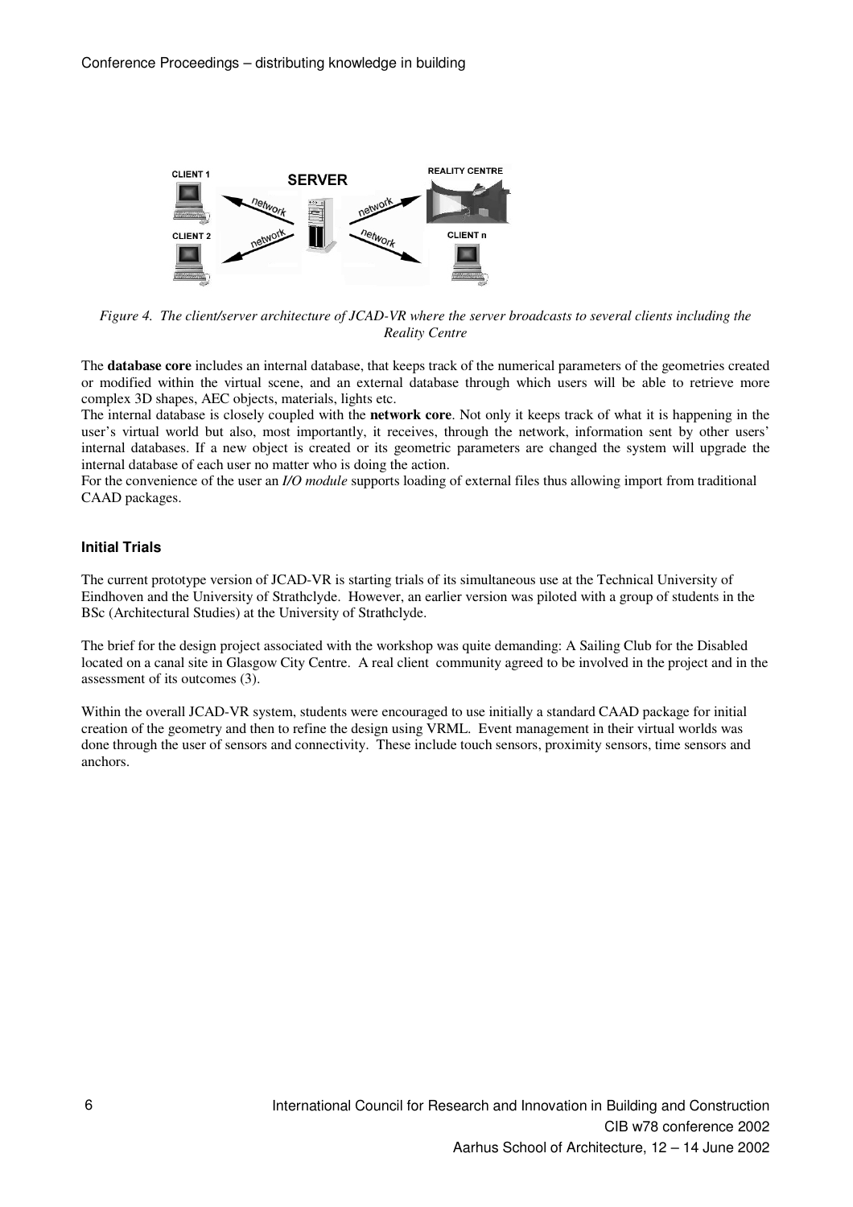*Figure 4. The client/server architecture of JCAD-VR where the server broadcasts to several clients including the Reality Centre*

The **database core** includes an internal database, that keeps track of the numerical parameters of the geometries created or modified within the virtual scene, and an external database through which users will be able to retrieve more complex 3D shapes, AEC objects, materials, lights etc.

The internal database is closely coupled with the **network core**. Not only it keeps track of what it is happening in the user's virtual world but also, most importantly, it receives, through the network, information sent by other users' internal databases. If a new object is created or its geometric parameters are changed the system will upgrade the internal database of each user no matter who is doing the action.

For the convenience of the user an *I/O module* supports loading of external files thus allowing import from traditional CAAD packages.

### Initial Trials

The current prototype version of JCAD-VR is starting trials of its simultaneous use at the Technical University of Eindhoven and the University of Strathclyde. However, an earlier version was piloted with a group of students in the BSc (Architectural Studies) at the University of Strathclyde.

The brief for the design project associated with the workshop was quite demanding: A Sailing Club for the Disabled located on a canal site in Glasgow City Centre. A real client community agreed to be involved in the project and in the assessment of its outcomes (3).

Within the overall JCAD-VR system, students were encouraged to use initially a standard CAAD package for initial creation of the geometry and then to refine the design using VRML. Event management in their virtual worlds was done through the user of sensors and connectivity. These include touch sensors, proximity sensors, time sensors and anchors.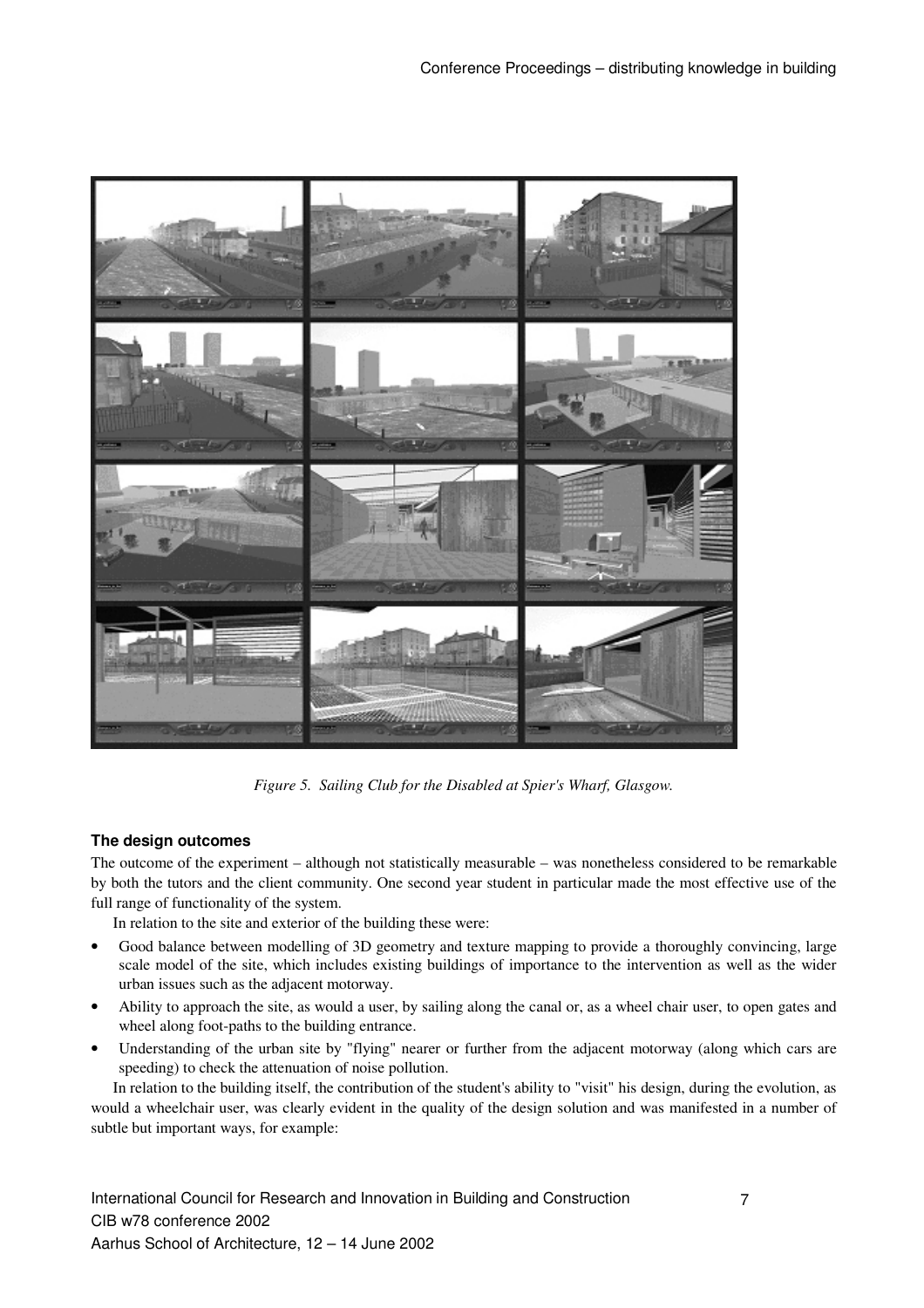*Figure 5. Sailing Club for the Disabled at Spier's Wharf, Glasgow.*

**The design outcomes**

The outcome of the experiment – although not statistically measurable – was nonetheless considered to be remarkable by both the tutors and the client community. One second year student in particular made the most effective use of the full range of functionality of the system.

In relation to the site and exterior of the building these were:

- Good balance between modelling of 3D geometry and texture mapping to provide a thoroughly convincing, large scale model of the site, which includes existing buildings of importance to the intervention as well as the wider urban issues such as the adjacent motorway.
- Ability to approach the site, as would a user, by sailing along the canal or, as a wheel chair user, to open gates and wheel along foot-paths to the building entrance.
- Understanding of the urban site by "flying" nearer or further from the adjacent motorway (along which cars are speeding) to check the attenuation of noise pollution.

In relation to the building itself, the contribution of the student's ability to "visit" his design, during the evolution, as would a wheelchair user, was clearly evident in the quality of the design solution and was manifested in a number of subtle but important ways, for example: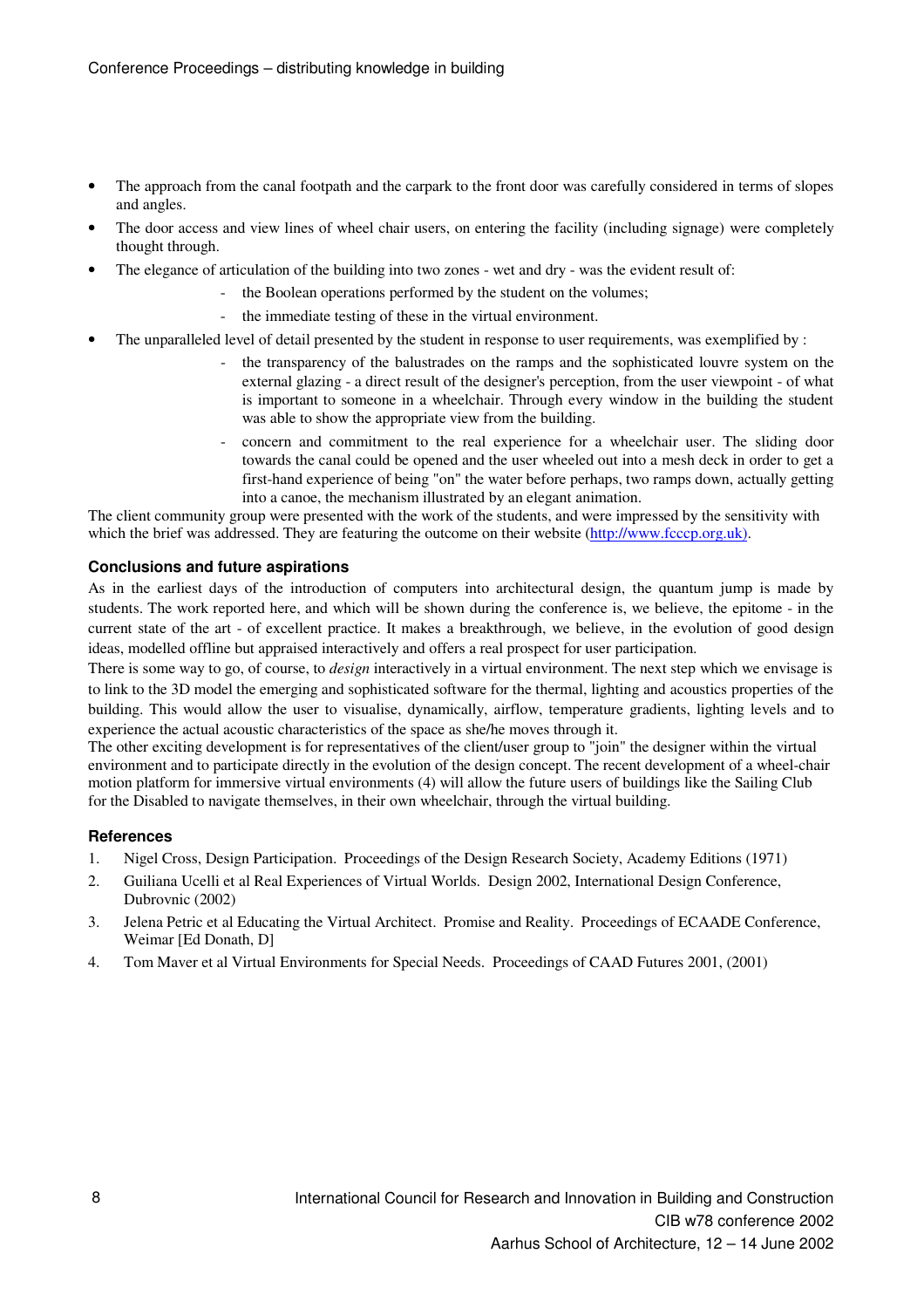- The approach from the canal footpath and the carpark to the front door was carefully considered in terms of slopes and angles.
- The door access and view lines of wheel chair users, on entering the facility (including signage) were completely thought through.
- The elegance of articulation of the building into two zones - wet and dry - was the evident result of:
  - the Boolean operations performed by the student on the volumes;
  - the immediate testing of these in the virtual environment.
- The unparalleled level of detail presented by the student in response to user requirements, was exemplified by :
  - the transparency of the balustrades on the ramps and the sophisticated louvre system on the external glazing - a direct result of the designer's perception, from the user viewpoint - of what is important to someone in a wheelchair. Through every window in the building the student was able to show the appropriate view from the building.
  - concern and commitment to the real experience for a wheelchair user. The sliding door towards the canal could be opened and the user wheeled out into a mesh deck in order to get a first-hand experience of being "on" the water before perhaps, two ramps down, actually getting into a canoe, the mechanism illustrated by an elegant animation.

The client community group were presented with the work of the students, and were impressed by the sensitivity with which the brief was addressed. They are featuring the outcome on their website (http://www.fcccp.org.uk).

### Conclusions and future aspirations

As in the earliest days of the introduction of computers into architectural design, the quantum jump is made by students. The work reported here, and which will be shown during the conference is, we believe, the epitome - in the current state of the art - of excellent practice. It makes a breakthrough, we believe, in the evolution of good design ideas, modelled offline but appraised interactively and offers a real prospect for user participation.

There is some way to go, of course, to *design* interactively in a virtual environment. The next step which we envisage is to link to the 3D model the emerging and sophisticated software for the thermal, lighting and acoustics properties of the building. This would allow the user to visualise, dynamically, airflow, temperature gradients, lighting levels and to experience the actual acoustic characteristics of the space as she/he moves through it.

The other exciting development is for representatives of the client/user group to "join" the designer within the virtual environment and to participate directly in the evolution of the design concept. The recent development of a wheel-chair motion platform for immersive virtual environments (4) will allow the future users of buildings like the Sailing Club for the Disabled to navigate themselves, in their own wheelchair, through the virtual building.

### References

1. Nigel Cross, Design Participation. Proceedings of the Design Research Society, Academy Editions (1971)
2. Guiliana Ucelli et al Real Experiences of Virtual Worlds. Design 2002, International Design Conference, Dubrovnic (2002)
3. Jelena Petric et al Educating the Virtual Architect. Promise and Reality. Proceedings of ECAADE Conference, Weimar [Ed Donath, D]
4. Tom Maver et al Virtual Environments for Special Needs. Proceedings of CAAD Futures 2001, (2001)